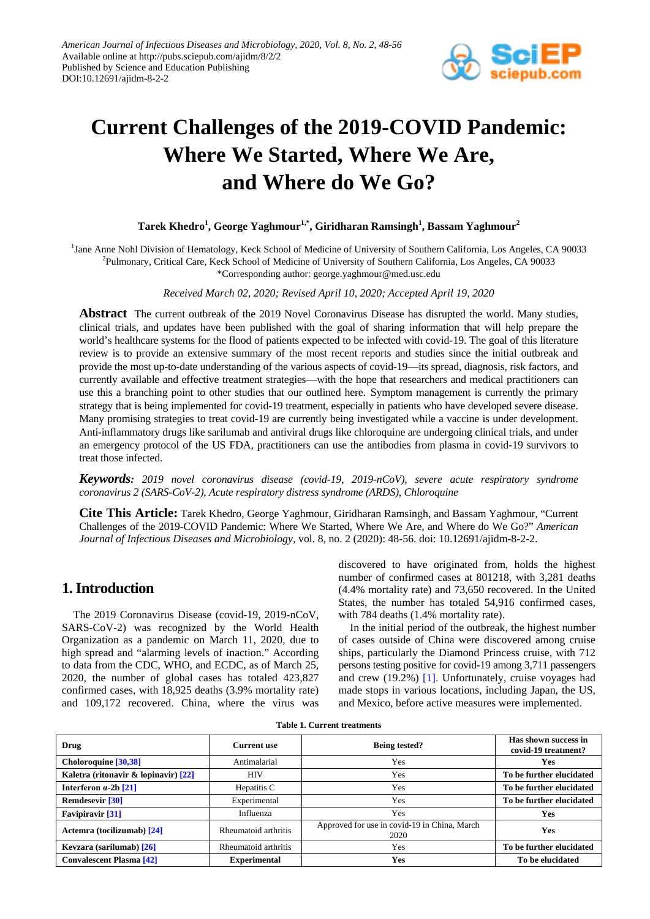American Journal of Infectious Diseases and Microbiology, 2020, Vol. 8, No. 2, 48-56
Available online at http://pubs.sciepub.com/ajidm/8/2/2
Published by Science and Education Publishing
DOI:10.12691/ajidm-8-2-2

# Current Challenges of the 2019-COVID Pandemic: Where We Started, Where We Are, and Where do We Go?

**Tarek Khedro[1], George Yaghmour[1,*], Giridharan Ramsingh[1], Bassam Yaghmour[2]**

[1]Jane Anne Nohl Division of Hematology, Keck School of Medicine of University of Southern California, Los Angeles, CA 90033
[2]Pulmonary, Critical Care, Keck School of Medicine of University of Southern California, Los Angeles, CA 90033
*Corresponding author: george.yaghmour@med.usc.edu

*Received March 02, 2020; Revised April 10, 2020; Accepted April 19, 2020*

**Abstract** The current outbreak of the 2019 Novel Coronavirus Disease has disrupted the world. Many studies, clinical trials, and updates have been published with the goal of sharing information that will help prepare the world's healthcare systems for the flood of patients expected to be infected with covid-19. The goal of this literature review is to provide an extensive summary of the most recent reports and studies since the initial outbreak and provide the most up-to-date understanding of the various aspects of covid-19—its spread, diagnosis, risk factors, and currently available and effective treatment strategies—with the hope that researchers and medical practitioners can use this a branching point to other studies that our outlined here. Symptom management is currently the primary strategy that is being implemented for covid-19 treatment, especially in patients who have developed severe disease. Many promising strategies to treat covid-19 are currently being investigated while a vaccine is under development. Anti-inflammatory drugs like sarilumab and antiviral drugs like chloroquine are undergoing clinical trials, and under an emergency protocol of the US FDA, practitioners can use the antibodies from plasma in covid-19 survivors to treat those infected.

***Keywords:*** *2019 novel coronavirus disease (covid-19, 2019-nCoV), severe acute respiratory syndrome coronavirus 2 (SARS-CoV-2), Acute respiratory distress syndrome (ARDS), Chloroquine*

**Cite This Article:** Tarek Khedro, George Yaghmour, Giridharan Ramsingh, and Bassam Yaghmour, "Current Challenges of the 2019-COVID Pandemic: Where We Started, Where We Are, and Where do We Go?" *American Journal of Infectious Diseases and Microbiology*, vol. 8, no. 2 (2020): 48-56. doi: 10.12691/ajidm-8-2-2.

## 1. Introduction

The 2019 Coronavirus Disease (covid-19, 2019-nCoV, SARS-CoV-2) was recognized by the World Health Organization as a pandemic on March 11, 2020, due to high spread and "alarming levels of inaction." According to data from the CDC, WHO, and ECDC, as of March 25, 2020, the number of global cases has totaled 423,827 confirmed cases, with 18,925 deaths (3.9% mortality rate) and 109,172 recovered. China, where the virus was discovered to have originated from, holds the highest number of confirmed cases at 801218, with 3,281 deaths (4.4% mortality rate) and 73,650 recovered. In the United States, the number has totaled 54,916 confirmed cases, with 784 deaths (1.4% mortality rate).

In the initial period of the outbreak, the highest number of cases outside of China were discovered among cruise ships, particularly the Diamond Princess cruise, with 712 persons testing positive for covid-19 among 3,711 passengers and crew (19.2%) [1]. Unfortunately, cruise voyages had made stops in various locations, including Japan, the US, and Mexico, before active measures were implemented.

**Table 1. Current treatments**

| Drug | Current use | Being tested? | Has shown success in covid-19 treatment? |
|---|---|---|---|
| **Choloroquine [30,38]** | Antimalarial | Yes | **Yes** |
| **Kaletra (ritonavir & lopinavir) [22]** | HIV | Yes | **To be further elucidated** |
| **Interferon α-2b [21]** | Hepatitis C | Yes | **To be further elucidated** |
| **Remdesevir [30]** | Experimental | Yes | **To be further elucidated** |
| **Favipiravir [31]** | Influenza | Yes | **Yes** |
| **Actemra (tocilizumab) [24]** | Rheumatoid arthritis | Approved for use in covid-19 in China, March 2020 | **Yes** |
| **Kevzara (sarilumab) [26]** | Rheumatoid arthritis | Yes | **To be further elucidated** |
| **Convalescent Plasma [42]** | **Experimental** | **Yes** | **To be elucidated** |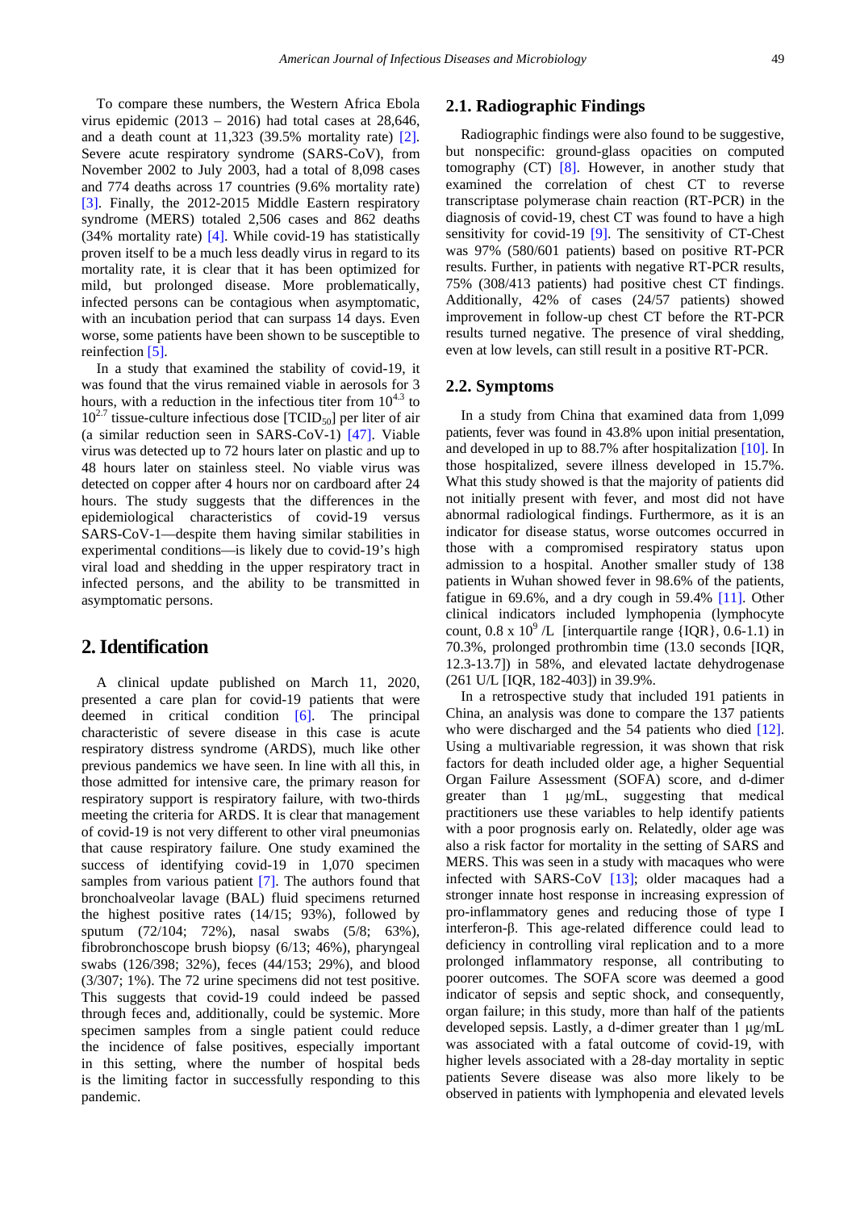To compare these numbers, the Western Africa Ebola virus epidemic (2013 – 2016) had total cases at 28,646, and a death count at 11,323 (39.5% mortality rate) [2]. Severe acute respiratory syndrome (SARS-CoV), from November 2002 to July 2003, had a total of 8,098 cases and 774 deaths across 17 countries (9.6% mortality rate) [3]. Finally, the 2012-2015 Middle Eastern respiratory syndrome (MERS) totaled 2,506 cases and 862 deaths (34% mortality rate) [4]. While covid-19 has statistically proven itself to be a much less deadly virus in regard to its mortality rate, it is clear that it has been optimized for mild, but prolonged disease. More problematically, infected persons can be contagious when asymptomatic, with an incubation period that can surpass 14 days. Even worse, some patients have been shown to be susceptible to reinfection [5].

In a study that examined the stability of covid-19, it was found that the virus remained viable in aerosols for 3 hours, with a reduction in the infectious titer from $10^{4.3}$ to $10^{2.7}$ tissue-culture infectious dose [$TCID_{50}$] per liter of air (a similar reduction seen in SARS-CoV-1) [47]. Viable virus was detected up to 72 hours later on plastic and up to 48 hours later on stainless steel. No viable virus was detected on copper after 4 hours nor on cardboard after 24 hours. The study suggests that the differences in the epidemiological characteristics of covid-19 versus SARS-CoV-1—despite them having similar stabilities in experimental conditions—is likely due to covid-19's high viral load and shedding in the upper respiratory tract in infected persons, and the ability to be transmitted in asymptomatic persons.

# 2. Identification

A clinical update published on March 11, 2020, presented a care plan for covid-19 patients that were deemed in critical condition [6]. The principal characteristic of severe disease in this case is acute respiratory distress syndrome (ARDS), much like other previous pandemics we have seen. In line with all this, in those admitted for intensive care, the primary reason for respiratory support is respiratory failure, with two-thirds meeting the criteria for ARDS. It is clear that management of covid-19 is not very different to other viral pneumonias that cause respiratory failure. One study examined the success of identifying covid-19 in 1,070 specimen samples from various patient [7]. The authors found that bronchoalveolar lavage (BAL) fluid specimens returned the highest positive rates (14/15; 93%), followed by sputum (72/104; 72%), nasal swabs (5/8; 63%), fibrobronchoscope brush biopsy (6/13; 46%), pharyngeal swabs (126/398; 32%), feces (44/153; 29%), and blood (3/307; 1%). The 72 urine specimens did not test positive. This suggests that covid-19 could indeed be passed through feces and, additionally, could be systemic. More specimen samples from a single patient could reduce the incidence of false positives, especially important in this setting, where the number of hospital beds is the limiting factor in successfully responding to this pandemic.

## 2.1. Radiographic Findings

Radiographic findings were also found to be suggestive, but nonspecific: ground-glass opacities on computed tomography (CT) [8]. However, in another study that examined the correlation of chest CT to reverse transcriptase polymerase chain reaction (RT-PCR) in the diagnosis of covid-19, chest CT was found to have a high sensitivity for covid-19 [9]. The sensitivity of CT-Chest was 97% (580/601 patients) based on positive RT-PCR results. Further, in patients with negative RT-PCR results, 75% (308/413 patients) had positive chest CT findings. Additionally, 42% of cases (24/57 patients) showed improvement in follow-up chest CT before the RT-PCR results turned negative. The presence of viral shedding, even at low levels, can still result in a positive RT-PCR.

## 2.2. Symptoms

In a study from China that examined data from 1,099 patients, fever was found in 43.8% upon initial presentation, and developed in up to 88.7% after hospitalization [10]. In those hospitalized, severe illness developed in 15.7%. What this study showed is that the majority of patients did not initially present with fever, and most did not have abnormal radiological findings. Furthermore, as it is an indicator for disease status, worse outcomes occurred in those with a compromised respiratory status upon admission to a hospital. Another smaller study of 138 patients in Wuhan showed fever in 98.6% of the patients, fatigue in 69.6%, and a dry cough in 59.4% [11]. Other clinical indicators included lymphopenia (lymphocyte count, $0.8 \times 10^9$ /L [interquartile range {IQR}, 0.6-1.1) in 70.3%, prolonged prothrombin time (13.0 seconds [IQR, 12.3-13.7]) in 58%, and elevated lactate dehydrogenase (261 U/L [IQR, 182-403]) in 39.9%.

In a retrospective study that included 191 patients in China, an analysis was done to compare the 137 patients who were discharged and the 54 patients who died [12]. Using a multivariable regression, it was shown that risk factors for death included older age, a higher Sequential Organ Failure Assessment (SOFA) score, and d-dimer greater than 1 μg/mL, suggesting that medical practitioners use these variables to help identify patients with a poor prognosis early on. Relatedly, older age was also a risk factor for mortality in the setting of SARS and MERS. This was seen in a study with macaques who were infected with SARS-CoV [13]; older macaques had a stronger innate host response in increasing expression of pro-inflammatory genes and reducing those of type I interferon-β. This age-related difference could lead to deficiency in controlling viral replication and to a more prolonged inflammatory response, all contributing to poorer outcomes. The SOFA score was deemed a good indicator of sepsis and septic shock, and consequently, organ failure; in this study, more than half of the patients developed sepsis. Lastly, a d-dimer greater than 1 μg/mL was associated with a fatal outcome of covid-19, with higher levels associated with a 28-day mortality in septic patients Severe disease was also more likely to be observed in patients with lymphopenia and elevated levels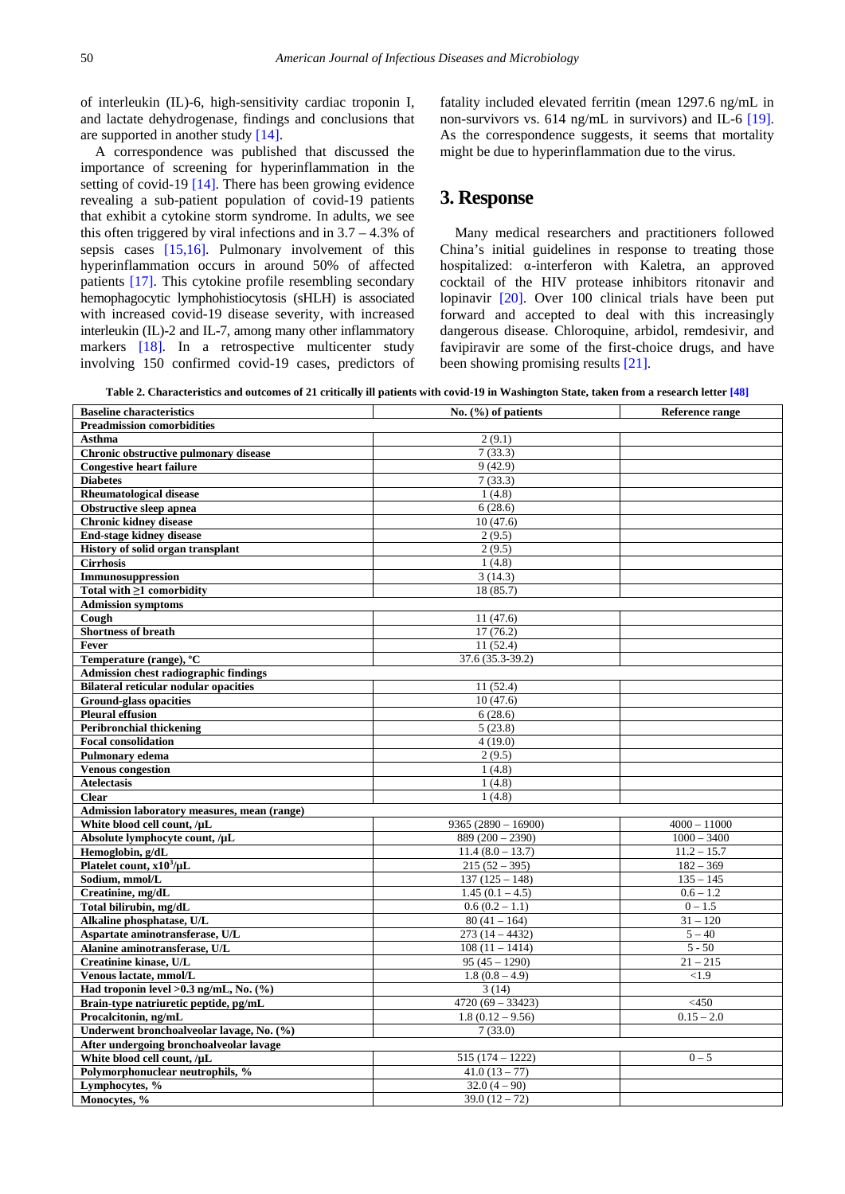of interleukin (IL)-6, high-sensitivity cardiac troponin I, and lactate dehydrogenase, findings and conclusions that are supported in another study [14].

A correspondence was published that discussed the importance of screening for hyperinflammation in the setting of covid-19 [14]. There has been growing evidence revealing a sub-patient population of covid-19 patients that exhibit a cytokine storm syndrome. In adults, we see this often triggered by viral infections and in 3.7 – 4.3% of sepsis cases [15,16]. Pulmonary involvement of this hyperinflammation occurs in around 50% of affected patients [17]. This cytokine profile resembling secondary hemophagocytic lymphohistiocytosis (sHLH) is associated with increased covid-19 disease severity, with increased interleukin (IL)-2 and IL-7, among many other inflammatory markers [18]. In a retrospective multicenter study involving 150 confirmed covid-19 cases, predictors of fatality included elevated ferritin (mean 1297.6 ng/mL in non-survivors vs. 614 ng/mL in survivors) and IL-6 [19]. As the correspondence suggests, it seems that mortality might be due to hyperinflammation due to the virus.

## 3. Response

Many medical researchers and practitioners followed China's initial guidelines in response to treating those hospitalized: α-interferon with Kaletra, an approved cocktail of the HIV protease inhibitors ritonavir and lopinavir [20]. Over 100 clinical trials have been put forward and accepted to deal with this increasingly dangerous disease. Chloroquine, arbidol, remdesivir, and favipiravir are some of the first-choice drugs, and have been showing promising results [21].

**Table 2. Characteristics and outcomes of 21 critically ill patients with covid-19 in Washington State, taken from a research letter [48]**

| **Baseline characteristics** | **No. (%) of patients** | **Reference range** |
|---|---|---|
| **Preadmission comorbidities** | | |
| **Asthma** | 2 (9.1) | |
| **Chronic obstructive pulmonary disease** | 7 (33.3) | |
| **Congestive heart failure** | 9 (42.9) | |
| **Diabetes** | 7 (33.3) | |
| **Rheumatological disease** | 1 (4.8) | |
| **Obstructive sleep apnea** | 6 (28.6) | |
| **Chronic kidney disease** | 10 (47.6) | |
| **End-stage kidney disease** | 2 (9.5) | |
| **History of solid organ transplant** | 2 (9.5) | |
| **Cirrhosis** | 1 (4.8) | |
| **Immunosuppression** | 3 (14.3) | |
| **Total with ≥1 comorbidity** | 18 (85.7) | |
| **Admission symptoms** | | |
| **Cough** | 11 (47.6) | |
| **Shortness of breath** | 17 (76.2) | |
| **Fever** | 11 (52.4) | |
| **Temperature (range), ºC** | 37.6 (35.3-39.2) | |
| **Admission chest radiographic findings** | | |
| **Bilateral reticular nodular opacities** | 11 (52.4) | |
| **Ground-glass opacities** | 10 (47.6) | |
| **Pleural effusion** | 6 (28.6) | |
| **Peribronchial thickening** | 5 (23.8) | |
| **Focal consolidation** | 4 (19.0) | |
| **Pulmonary edema** | 2 (9.5) | |
| **Venous congestion** | 1 (4.8) | |
| **Atelectasis** | 1 (4.8) | |
| **Clear** | 1 (4.8) | |
| **Admission laboratory measures, mean (range)** | | |
| **White blood cell count, /μL** | 9365 (2890 – 16900) | 4000 – 11000 |
| **Absolute lymphocyte count, /μL** | 889 (200 – 2390) | 1000 – 3400 |
| **Hemoglobin, g/dL** | 11.4 (8.0 – 13.7) | 11.2 – 15.7 |
| **Platelet count, x10$^3$/μL** | 215 (52 – 395) | 182 – 369 |
| **Sodium, mmol/L** | 137 (125 – 148) | 135 – 145 |
| **Creatinine, mg/dL** | 1.45 (0.1 – 4.5) | 0.6 – 1.2 |
| **Total bilirubin, mg/dL** | 0.6 (0.2 – 1.1) | 0 – 1.5 |
| **Alkaline phosphatase, U/L** | 80 (41 – 164) | 31 – 120 |
| **Aspartate aminotransferase, U/L** | 273 (14 – 4432) | 5 – 40 |
| **Alanine aminotransferase, U/L** | 108 (11 – 1414) | 5 - 50 |
| **Creatinine kinase, U/L** | 95 (45 – 1290) | 21 – 215 |
| **Venous lactate, mmol/L** | 1.8 (0.8 – 4.9) | <1.9 |
| **Had troponin level >0.3 ng/mL, No. (%)** | 3 (14) | |
| **Brain-type natriuretic peptide, pg/mL** | 4720 (69 – 33423) | <450 |
| **Procalcitonin, ng/mL** | 1.8 (0.12 – 9.56) | 0.15 – 2.0 |
| **Underwent bronchoalveolar lavage, No. (%)** | 7 (33.0) | |
| **After undergoing bronchoalveolar lavage** | | |
| **White blood cell count, /μL** | 515 (174 – 1222) | 0 – 5 |
| **Polymorphonuclear neutrophils, %** | 41.0 (13 – 77) | |
| **Lymphocytes, %** | 32.0 (4 – 90) | |
| **Monocytes, %** | 39.0 (12 – 72) | |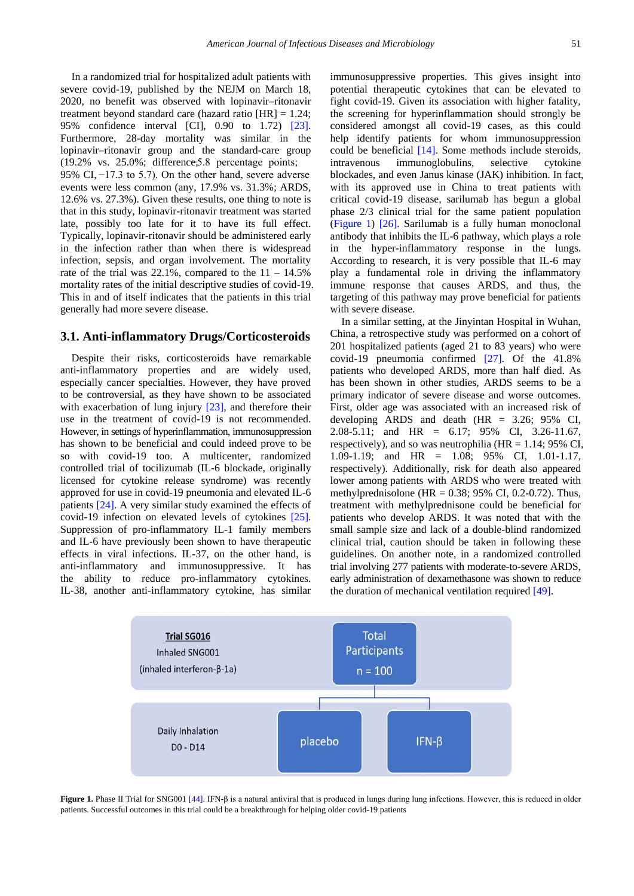In a randomized trial for hospitalized adult patients with severe covid-19, published by the NEJM on March 18, 2020, no benefit was observed with lopinavir–ritonavir treatment beyond standard care (hazard ratio [HR] = 1.24; 95% confidence interval [CI], 0.90 to 1.72) [23]. Furthermore, 28-day mortality was similar in the lopinavir–ritonavir group and the standard-care group (19.2% vs. 25.0%; difference,−5.8 percentage points; 95% CI, −17.3 to 5.7). On the other hand, severe adverse events were less common (any, 17.9% vs. 31.3%; ARDS, 12.6% vs. 27.3%). Given these results, one thing to note is that in this study, lopinavir-ritonavir treatment was started late, possibly too late for it to have its full effect. Typically, lopinavir-ritonavir should be administered early in the infection rather than when there is widespread infection, sepsis, and organ involvement. The mortality rate of the trial was 22.1%, compared to the 11 – 14.5% mortality rates of the initial descriptive studies of covid-19. This in and of itself indicates that the patients in this trial generally had more severe disease.

### 3.1. Anti-inflammatory Drugs/Corticosteroids

Despite their risks, corticosteroids have remarkable anti-inflammatory properties and are widely used, especially cancer specialties. However, they have proved to be controversial, as they have shown to be associated with exacerbation of lung injury [23], and therefore their use in the treatment of covid-19 is not recommended. However, in settings of hyperinflammation, immunosuppression has shown to be beneficial and could indeed prove to be so with covid-19 too. A multicenter, randomized controlled trial of tocilizumab (IL-6 blockade, originally licensed for cytokine release syndrome) was recently approved for use in covid-19 pneumonia and elevated IL-6 patients [24]. A very similar study examined the effects of covid-19 infection on elevated levels of cytokines [25]. Suppression of pro-inflammatory IL-1 family members and IL-6 have previously been shown to have therapeutic effects in viral infections. IL-37, on the other hand, is anti-inflammatory and immunosuppressive. It has the ability to reduce pro-inflammatory cytokines. IL-38, another anti-inflammatory cytokine, has similar immunosuppressive properties. This gives insight into potential therapeutic cytokines that can be elevated to fight covid-19. Given its association with higher fatality, the screening for hyperinflammation should strongly be considered amongst all covid-19 cases, as this could help identify patients for whom immunosuppression could be beneficial [14]. Some methods include steroids, intravenous immunoglobulins, selective cytokine blockades, and even Janus kinase (JAK) inhibition. In fact, with its approved use in China to treat patients with critical covid-19 disease, sarilumab has begun a global phase 2/3 clinical trial for the same patient population (Figure 1) [26]. Sarilumab is a fully human monoclonal antibody that inhibits the IL-6 pathway, which plays a role in the hyper-inflammatory response in the lungs. According to research, it is very possible that IL-6 may play a fundamental role in driving the inflammatory immune response that causes ARDS, and thus, the targeting of this pathway may prove beneficial for patients with severe disease.

In a similar setting, at the Jinyintan Hospital in Wuhan, China, a retrospective study was performed on a cohort of 201 hospitalized patients (aged 21 to 83 years) who were covid-19 pneumonia confirmed [27]. Of the 41.8% patients who developed ARDS, more than half died. As has been shown in other studies, ARDS seems to be a primary indicator of severe disease and worse outcomes. First, older age was associated with an increased risk of developing ARDS and death (HR = 3.26; 95% CI, 2.08-5.11; and HR = 6.17; 95% CI, 3.26-11.67, respectively), and so was neutrophilia (HR = 1.14; 95% CI, 1.09-1.19; and HR = 1.08; 95% CI, 1.01-1.17, respectively). Additionally, risk for death also appeared lower among patients with ARDS who were treated with methylprednisolone (HR = 0.38; 95% CI, 0.2-0.72). Thus, treatment with methylprednisone could be beneficial for patients who develop ARDS. It was noted that with the small sample size and lack of a double-blind randomized clinical trial, caution should be taken in following these guidelines. On another note, in a randomized controlled trial involving 277 patients with moderate-to-severe ARDS, early administration of dexamethasone was shown to reduce the duration of mechanical ventilation required [49].

**Trial SG016**
Inhaled SNG001
(inhaled interferon-β-1a)

Total Participants
n = 100

Daily Inhalation
D0 - D14

placebo | IFN-β

**Figure 1.** Phase II Trial for SNG001 [44]. IFN-β is a natural antiviral that is produced in lungs during lung infections. However, this is reduced in older patients. Successful outcomes in this trial could be a breakthrough for helping older covid-19 patients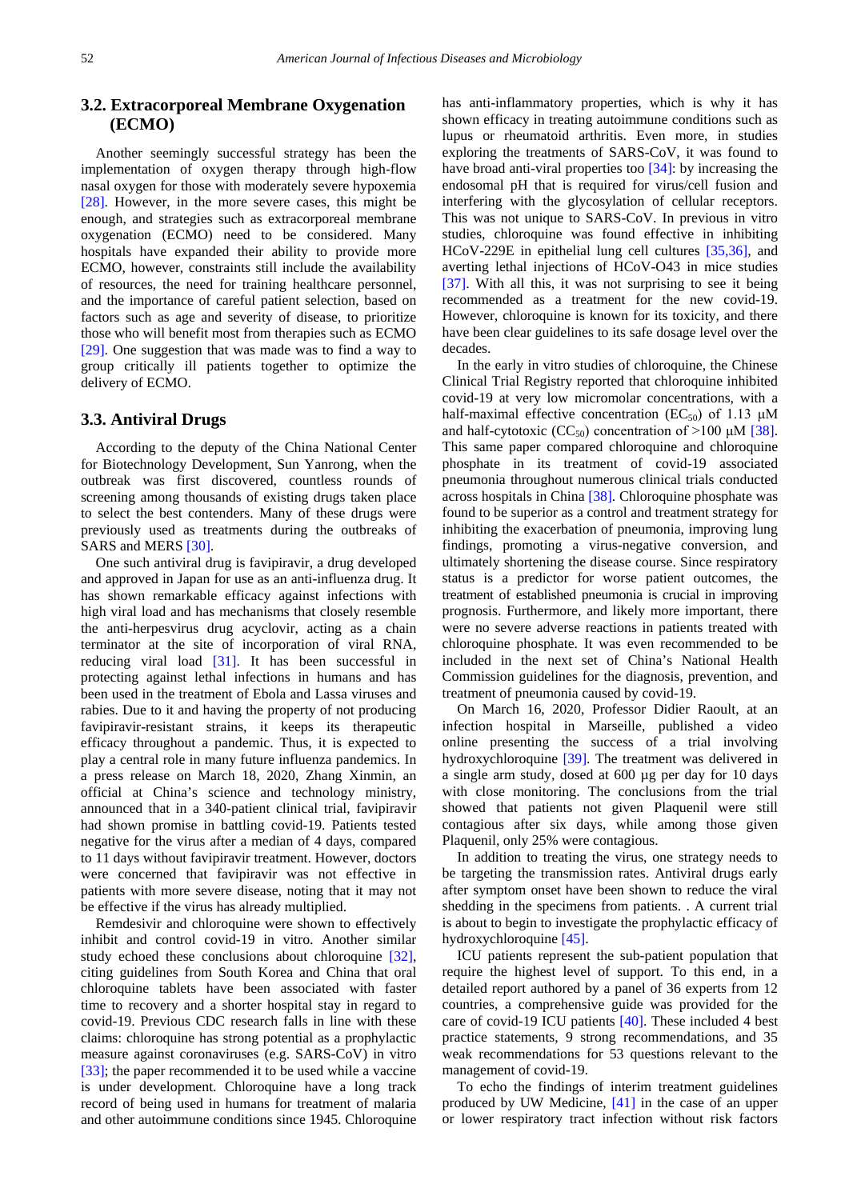### 3.2. Extracorporeal Membrane Oxygenation (ECMO)

Another seemingly successful strategy has been the implementation of oxygen therapy through high-flow nasal oxygen for those with moderately severe hypoxemia [28]. However, in the more severe cases, this might be enough, and strategies such as extracorporeal membrane oxygenation (ECMO) need to be considered. Many hospitals have expanded their ability to provide more ECMO, however, constraints still include the availability of resources, the need for training healthcare personnel, and the importance of careful patient selection, based on factors such as age and severity of disease, to prioritize those who will benefit most from therapies such as ECMO [29]. One suggestion that was made was to find a way to group critically ill patients together to optimize the delivery of ECMO.

### 3.3. Antiviral Drugs

According to the deputy of the China National Center for Biotechnology Development, Sun Yanrong, when the outbreak was first discovered, countless rounds of screening among thousands of existing drugs takes place to select the best contenders. Many of these drugs were previously used as treatments during the outbreaks of SARS and MERS [30].

One such antiviral drug is favipiravir, a drug developed and approved in Japan for use as an anti-influenza drug. It has shown remarkable efficacy against infections with high viral load and has mechanisms that closely resemble the anti-herpesvirus drug acyclovir, acting as a chain terminator at the site of incorporation of viral RNA, reducing viral load [31]. It has been successful in protecting against lethal infections in humans and has been used in the treatment of Ebola and Lassa viruses and rabies. Due to it and having the property of not producing favipiravir-resistant strains, it keeps its therapeutic efficacy throughout a pandemic. Thus, it is expected to play a central role in many future influenza pandemics. In a press release on March 18, 2020, Zhang Xinmin, an official at China's science and technology ministry, announced that in a 340-patient clinical trial, favipiravir had shown promise in battling covid-19. Patients tested negative for the virus after a median of 4 days, compared to 11 days without favipiravir treatment. However, doctors were concerned that favipiravir was not effective in patients with more severe disease, noting that it may not be effective if the virus has already multiplied.

Remdesivir and chloroquine were shown to effectively inhibit and control covid-19 in vitro. Another similar study echoed these conclusions about chloroquine [32], citing guidelines from South Korea and China that oral chloroquine tablets have been associated with faster time to recovery and a shorter hospital stay in regard to covid-19. Previous CDC research falls in line with these claims: chloroquine has strong potential as a prophylactic measure against coronaviruses (e.g. SARS-CoV) in vitro [33]; the paper recommended it to be used while a vaccine is under development. Chloroquine have a long track record of being used in humans for treatment of malaria and other autoimmune conditions since 1945. Chloroquine has anti-inflammatory properties, which is why it has shown efficacy in treating autoimmune conditions such as lupus or rheumatoid arthritis. Even more, in studies exploring the treatments of SARS-CoV, it was found to have broad anti-viral properties too [34]: by increasing the endosomal pH that is required for virus/cell fusion and interfering with the glycosylation of cellular receptors. This was not unique to SARS-CoV. In previous in vitro studies, chloroquine was found effective in inhibiting HCoV-229E in epithelial lung cell cultures [35,36], and averting lethal injections of HCoV-O43 in mice studies [37]. With all this, it was not surprising to see it being recommended as a treatment for the new covid-19. However, chloroquine is known for its toxicity, and there have been clear guidelines to its safe dosage level over the decades.

In the early in vitro studies of chloroquine, the Chinese Clinical Trial Registry reported that chloroquine inhibited covid-19 at very low micromolar concentrations, with a half-maximal effective concentration ($EC_{50}$) of 1.13 μM and half-cytotoxic ($CC_{50}$) concentration of >100 μM [38]. This same paper compared chloroquine and chloroquine phosphate in its treatment of covid-19 associated pneumonia throughout numerous clinical trials conducted across hospitals in China [38]. Chloroquine phosphate was found to be superior as a control and treatment strategy for inhibiting the exacerbation of pneumonia, improving lung findings, promoting a virus-negative conversion, and ultimately shortening the disease course. Since respiratory status is a predictor for worse patient outcomes, the treatment of established pneumonia is crucial in improving prognosis. Furthermore, and likely more important, there were no severe adverse reactions in patients treated with chloroquine phosphate. It was even recommended to be included in the next set of China's National Health Commission guidelines for the diagnosis, prevention, and treatment of pneumonia caused by covid-19.

On March 16, 2020, Professor Didier Raoult, at an infection hospital in Marseille, published a video online presenting the success of a trial involving hydroxychloroquine [39]. The treatment was delivered in a single arm study, dosed at 600 µg per day for 10 days with close monitoring. The conclusions from the trial showed that patients not given Plaquenil were still contagious after six days, while among those given Plaquenil, only 25% were contagious.

In addition to treating the virus, one strategy needs to be targeting the transmission rates. Antiviral drugs early after symptom onset have been shown to reduce the viral shedding in the specimens from patients. . A current trial is about to begin to investigate the prophylactic efficacy of hydroxychloroquine [45].

ICU patients represent the sub-patient population that require the highest level of support. To this end, in a detailed report authored by a panel of 36 experts from 12 countries, a comprehensive guide was provided for the care of covid-19 ICU patients [40]. These included 4 best practice statements, 9 strong recommendations, and 35 weak recommendations for 53 questions relevant to the management of covid-19.

To echo the findings of interim treatment guidelines produced by UW Medicine, [41] in the case of an upper or lower respiratory tract infection without risk factors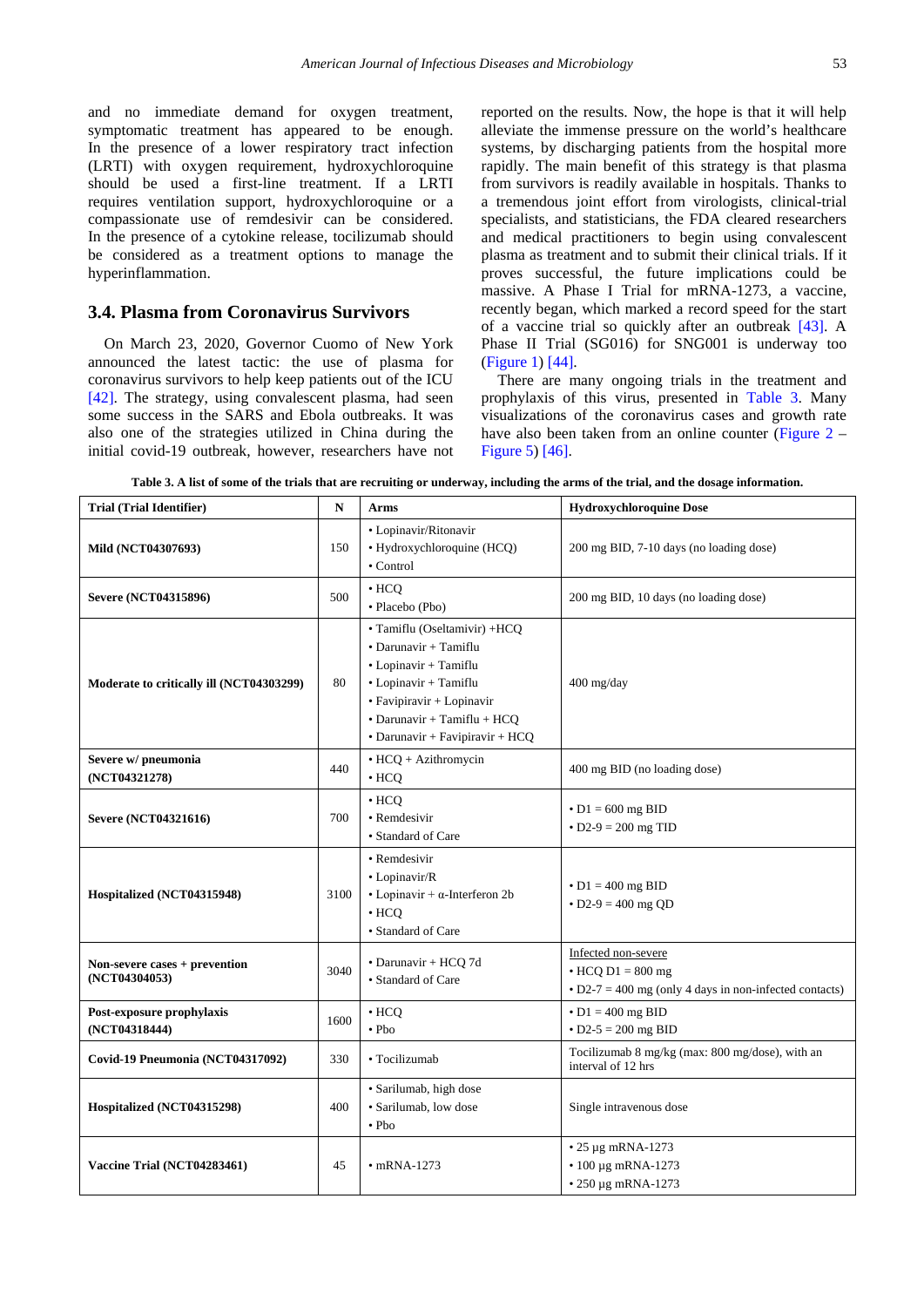and no immediate demand for oxygen treatment, symptomatic treatment has appeared to be enough. In the presence of a lower respiratory tract infection (LRTI) with oxygen requirement, hydroxychloroquine should be used a first-line treatment. If a LRTI requires ventilation support, hydroxychloroquine or a compassionate use of remdesivir can be considered. In the presence of a cytokine release, tocilizumab should be considered as a treatment options to manage the hyperinflammation.

### 3.4. Plasma from Coronavirus Survivors

On March 23, 2020, Governor Cuomo of New York announced the latest tactic: the use of plasma for coronavirus survivors to help keep patients out of the ICU [42]. The strategy, using convalescent plasma, had seen some success in the SARS and Ebola outbreaks. It was also one of the strategies utilized in China during the initial covid-19 outbreak, however, researchers have not reported on the results. Now, the hope is that it will help alleviate the immense pressure on the world's healthcare systems, by discharging patients from the hospital more rapidly. The main benefit of this strategy is that plasma from survivors is readily available in hospitals. Thanks to a tremendous joint effort from virologists, clinical-trial specialists, and statisticians, the FDA cleared researchers and medical practitioners to begin using convalescent plasma as treatment and to submit their clinical trials. If it proves successful, the future implications could be massive. A Phase I Trial for mRNA-1273, a vaccine, recently began, which marked a record speed for the start of a vaccine trial so quickly after an outbreak [43]. A Phase II Trial (SG016) for SNG001 is underway too (Figure 1) [44].

There are many ongoing trials in the treatment and prophylaxis of this virus, presented in Table 3. Many visualizations of the coronavirus cases and growth rate have also been taken from an online counter (Figure 2 – Figure 5) [46].

**Table 3. A list of some of the trials that are recruiting or underway, including the arms of the trial, and the dosage information.**

| Trial (Trial Identifier) | N | Arms | Hydroxychloroquine Dose |
|---|---|---|---|
| **Mild (NCT04307693)** | 150 | • Lopinavir/Ritonavir<br>• Hydroxychloroquine (HCQ)<br>• Control | 200 mg BID, 7-10 days (no loading dose) |
| **Severe (NCT04315896)** | 500 | • HCQ<br>• Placebo (Pbo) | 200 mg BID, 10 days (no loading dose) |
| **Moderate to critically ill (NCT04303299)** | 80 | • Tamiflu (Oseltamivir) +HCQ<br>• Darunavir + Tamiflu<br>• Lopinavir + Tamiflu<br>• Lopinavir + Tamiflu<br>• Favipiravir + Lopinavir<br>• Darunavir + Tamiflu + HCQ<br>• Darunavir + Favipiravir + HCQ | 400 mg/day |
| **Severe w/ pneumonia (NCT04321278)** | 440 | • HCQ + Azithromycin<br>• HCQ | 400 mg BID (no loading dose) |
| **Severe (NCT04321616)** | 700 | • HCQ<br>• Remdesivir<br>• Standard of Care | • D1 = 600 mg BID<br>• D2-9 = 200 mg TID |
| **Hospitalized (NCT04315948)** | 3100 | • Remdesivir<br>• Lopinavir/R<br>• Lopinavir + α-Interferon 2b<br>• HCQ<br>• Standard of Care | • D1 = 400 mg BID<br>• D2-9 = 400 mg QD |
| **Non-severe cases + prevention (NCT04304053)** | 3040 | • Darunavir + HCQ 7d<br>• Standard of Care | Infected non-severe<br>• HCQ D1 = 800 mg<br>• D2-7 = 400 mg (only 4 days in non-infected contacts) |
| **Post-exposure prophylaxis (NCT04318444)** | 1600 | • HCQ<br>• Pbo | • D1 = 400 mg BID<br>• D2-5 = 200 mg BID |
| **Covid-19 Pneumonia (NCT04317092)** | 330 | • Tocilizumab | Tocilizumab 8 mg/kg (max: 800 mg/dose), with an interval of 12 hrs |
| **Hospitalized (NCT04315298)** | 400 | • Sarilumab, high dose<br>• Sarilumab, low dose<br>• Pbo | Single intravenous dose |
| **Vaccine Trial (NCT04283461)** | 45 | • mRNA-1273 | • 25 µg mRNA-1273<br>• 100 µg mRNA-1273<br>• 250 µg mRNA-1273 |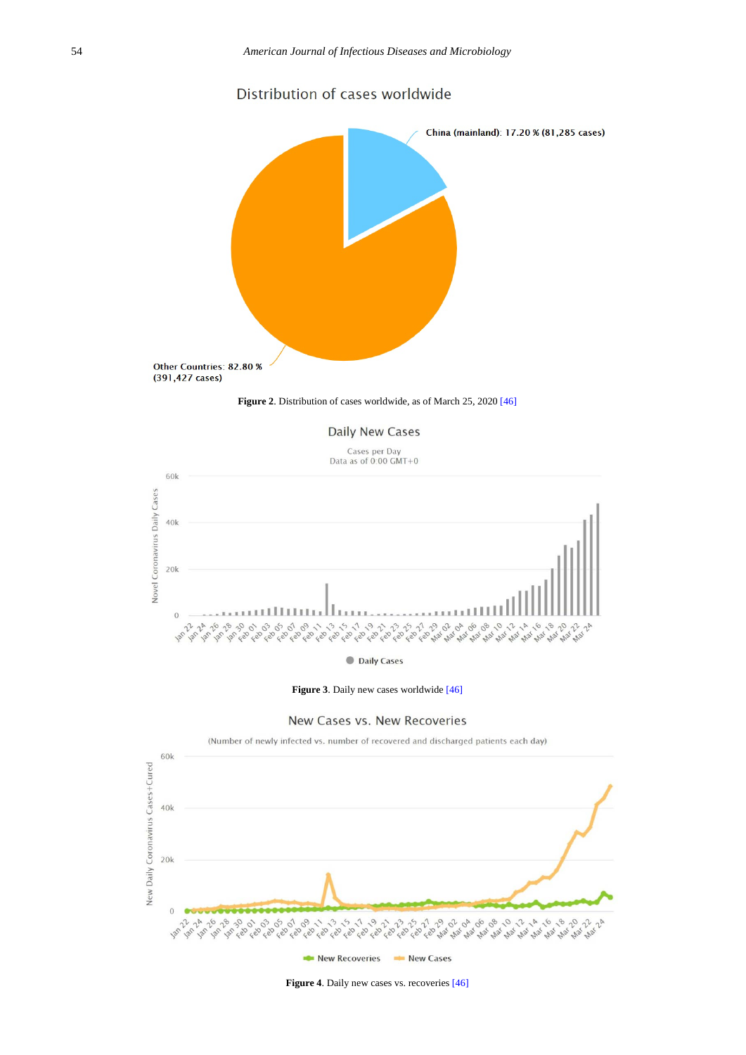Figure 2. Distribution of cases worldwide, as of March 25, 2020 [46]

Figure 3. Daily new cases worldwide [46]

Figure 4. Daily new cases vs. recoveries [46]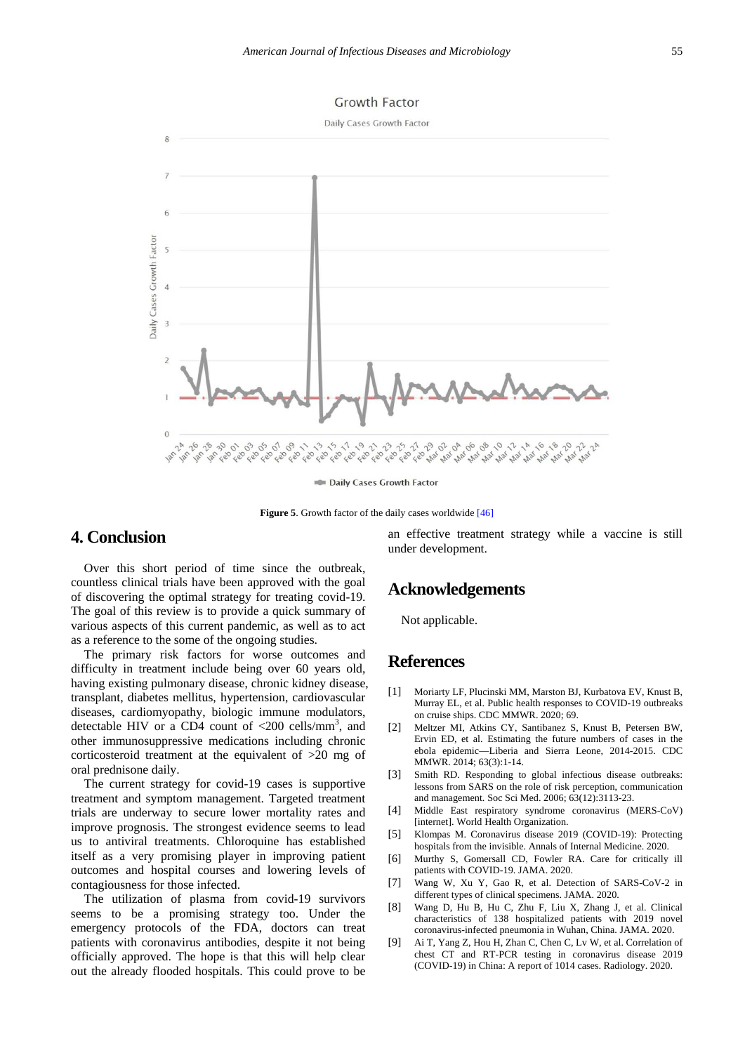Figure 5. Growth factor of the daily cases worldwide [46]

## 4. Conclusion

Over this short period of time since the outbreak, countless clinical trials have been approved with the goal of discovering the optimal strategy for treating covid-19. The goal of this review is to provide a quick summary of various aspects of this current pandemic, as well as to act as a reference to the some of the ongoing studies.

The primary risk factors for worse outcomes and difficulty in treatment include being over 60 years old, having existing pulmonary disease, chronic kidney disease, transplant, diabetes mellitus, hypertension, cardiovascular diseases, cardiomyopathy, biologic immune modulators, detectable HIV or a CD4 count of <200 cells/mm$^3$, and other immunosuppressive medications including chronic corticosteroid treatment at the equivalent of >20 mg of oral prednisone daily.

The current strategy for covid-19 cases is supportive treatment and symptom management. Targeted treatment trials are underway to secure lower mortality rates and improve prognosis. The strongest evidence seems to lead us to antiviral treatments. Chloroquine has established itself as a very promising player in improving patient outcomes and hospital courses and lowering levels of contagiousness for those infected.

The utilization of plasma from covid-19 survivors seems to be a promising strategy too. Under the emergency protocols of the FDA, doctors can treat patients with coronavirus antibodies, despite it not being officially approved. The hope is that this will help clear out the already flooded hospitals. This could prove to be an effective treatment strategy while a vaccine is still under development.

## Acknowledgements

Not applicable.

## References

[1] Moriarty LF, Plucinski MM, Marston BJ, Kurbatova EV, Knust B, Murray EL, et al. Public health responses to COVID-19 outbreaks on cruise ships. CDC MMWR. 2020; 69.

[2] Meltzer MI, Atkins CY, Santibanez S, Knust B, Petersen BW, Ervin ED, et al. Estimating the future numbers of cases in the ebola epidemic—Liberia and Sierra Leone, 2014-2015. CDC MMWR. 2014; 63(3):1-14.

[3] Smith RD. Responding to global infectious disease outbreaks: lessons from SARS on the role of risk perception, communication and management. Soc Sci Med. 2006; 63(12):3113-23.

[4] Middle East respiratory syndrome coronavirus (MERS-CoV) [internet]. World Health Organization.

[5] Klompas M. Coronavirus disease 2019 (COVID-19): Protecting hospitals from the invisible. Annals of Internal Medicine. 2020.

[6] Murthy S, Gomersall CD, Fowler RA. Care for critically ill patients with COVID-19. JAMA. 2020.

[7] Wang W, Xu Y, Gao R, et al. Detection of SARS-CoV-2 in different types of clinical specimens. JAMA. 2020.

[8] Wang D, Hu B, Hu C, Zhu F, Liu X, Zhang J, et al. Clinical characteristics of 138 hospitalized patients with 2019 novel coronavirus-infected pneumonia in Wuhan, China. JAMA. 2020.

[9] Ai T, Yang Z, Hou H, Zhan C, Chen C, Lv W, et al. Correlation of chest CT and RT-PCR testing in coronavirus disease 2019 (COVID-19) in China: A report of 1014 cases. Radiology. 2020.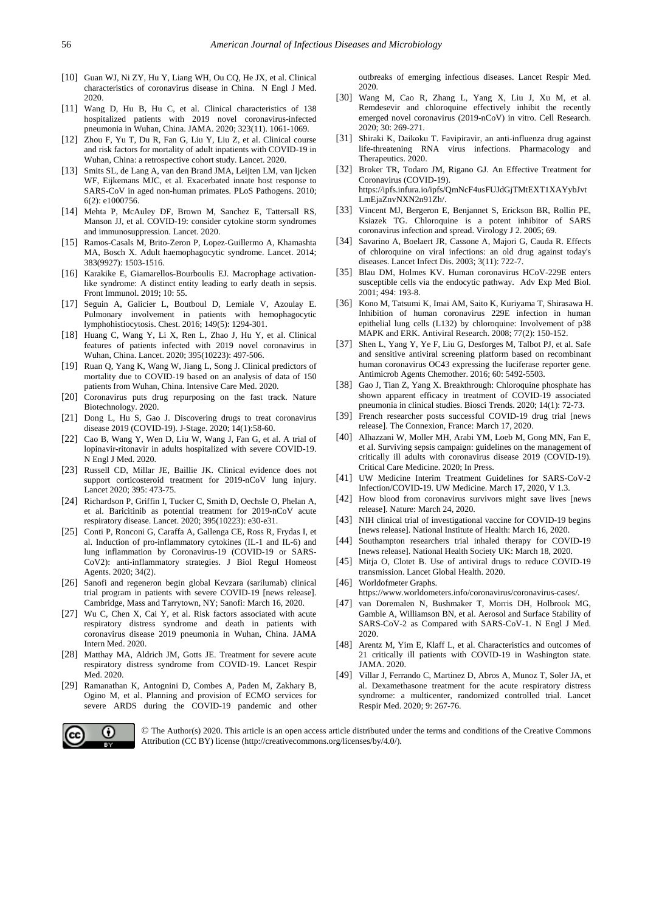[10] Guan WJ, Ni ZY, Hu Y, Liang WH, Ou CQ, He JX, et al. Clinical characteristics of coronavirus disease in China. N Engl J Med. 2020.

[11] Wang D, Hu B, Hu C, et al. Clinical characteristics of 138 hospitalized patients with 2019 novel coronavirus-infected pneumonia in Wuhan, China. JAMA. 2020; 323(11). 1061-1069.

[12] Zhou F, Yu T, Du R, Fan G, Liu Y, Liu Z, et al. Clinical course and risk factors for mortality of adult inpatients with COVID-19 in Wuhan, China: a retrospective cohort study. Lancet. 2020.

[13] Smits SL, de Lang A, van den Brand JMA, Leijten LM, van Ijcken WF, Eijkemans MJC, et al. Exacerbated innate host response to SARS-CoV in aged non-human primates. PLoS Pathogens. 2010; 6(2): e1000756.

[14] Mehta P, McAuley DF, Brown M, Sanchez E, Tattersall RS, Manson JJ, et al. COVID-19: consider cytokine storm syndromes and immunosuppression. Lancet. 2020.

[15] Ramos-Casals M, Brito-Zeron P, Lopez-Guillermo A, Khamashta MA, Bosch X. Adult haemophagocytic syndrome. Lancet. 2014; 383(9927): 1503-1516.

[16] Karakike E, Giamarellos-Bourboulis EJ. Macrophage activation-like syndrome: A distinct entity leading to early death in sepsis. Front Immunol. 2019; 10: 55.

[17] Seguin A, Galicier L, Boutboul D, Lemiale V, Azoulay E. Pulmonary involvement in patients with hemophagocytic lymphohistiocytosis. Chest. 2016; 149(5): 1294-301.

[18] Huang C, Wang Y, Li X, Ren L, Zhao J, Hu Y, et al. Clinical features of patients infected with 2019 novel coronavirus in Wuhan, China. Lancet. 2020; 395(10223): 497-506.

[19] Ruan Q, Yang K, Wang W, Jiang L, Song J. Clinical predictors of mortality due to COVID-19 based on an analysis of data of 150 patients from Wuhan, China. Intensive Care Med. 2020.

[20] Coronavirus puts drug repurposing on the fast track. Nature Biotechnology. 2020.

[21] Dong L, Hu S, Gao J. Discovering drugs to treat coronavirus disease 2019 (COVID-19). J-Stage. 2020; 14(1):58-60.

[22] Cao B, Wang Y, Wen D, Liu W, Wang J, Fan G, et al. A trial of lopinavir-ritonavir in adults hospitalized with severe COVID-19. N Engl J Med. 2020.

[23] Russell CD, Millar JE, Baillie JK. Clinical evidence does not support corticosteroid treatment for 2019-nCoV lung injury. Lancet 2020; 395: 473-75.

[24] Richardson P, Griffin I, Tucker C, Smith D, Oechsle O, Phelan A, et al. Baricitinib as potential treatment for 2019-nCoV acute respiratory disease. Lancet. 2020; 395(10223): e30-e31.

[25] Conti P, Ronconi G, Caraffa A, Gallenga CE, Ross R, Frydas I, et al. Induction of pro-inflammatory cytokines (IL-1 and IL-6) and lung inflammation by Coronavirus-19 (COVID-19 or SARS-CoV2): anti-inflammatory strategies. J Biol Regul Homeost Agents. 2020; 34(2).

[26] Sanofi and regeneron begin global Kevzara (sarilumab) clinical trial program in patients with severe COVID-19 [news release]. Cambridge, Mass and Tarrytown, NY; Sanofi: March 16, 2020.

[27] Wu C, Chen X, Cai Y, et al. Risk factors associated with acute respiratory distress syndrome and death in patients with coronavirus disease 2019 pneumonia in Wuhan, China. JAMA Intern Med. 2020.

[28] Matthay MA, Aldrich JM, Gotts JE. Treatment for severe acute respiratory distress syndrome from COVID-19. Lancet Respir Med. 2020.

[29] Ramanathan K, Antognini D, Combes A, Paden M, Zakhary B, Ogino M, et al. Planning and provision of ECMO services for severe ARDS during the COVID-19 pandemic and other outbreaks of emerging infectious diseases. Lancet Respir Med. 2020.

[30] Wang M, Cao R, Zhang L, Yang X, Liu J, Xu M, et al. Remdesevir and chloroquine effectively inhibit the recently emerged novel coronavirus (2019-nCoV) in vitro. Cell Research. 2020; 30: 269-271.

[31] Shiraki K, Daikoku T. Favipiravir, an anti-influenza drug against life-threatening RNA virus infections. Pharmacology and Therapeutics. 2020.

[32] Broker TR, Todaro JM, Rigano GJ. An Effective Treatment for Coronavirus (COVID-19). https://ipfs.infura.io/ipfs/QmNcF4usFUJdGjTMtEXT1XAYybJvtLmEjaZnvNXN2n91Zh/.

[33] Vincent MJ, Bergeron E, Benjannet S, Erickson BR, Rollin PE, Ksiazek TG. Chloroquine is a potent inhibitor of SARS coronavirus infection and spread. Virology J 2. 2005; 69.

[34] Savarino A, Boelaert JR, Cassone A, Majori G, Cauda R. Effects of chloroquine on viral infections: an old drug against today's diseases. Lancet Infect Dis. 2003; 3(11): 722-7.

[35] Blau DM, Holmes KV. Human coronavirus HCoV-229E enters susceptible cells via the endocytic pathway. Adv Exp Med Biol. 2001; 494: 193-8.

[36] Kono M, Tatsumi K, Imai AM, Saito K, Kuriyama T, Shirasawa H. Inhibition of human coronavirus 229E infection in human epithelial lung cells (L132) by chloroquine: Involvement of p38 MAPK and ERK. Antiviral Research. 2008; 77(2): 150-152.

[37] Shen L, Yang Y, Ye F, Liu G, Desforges M, Talbot PJ, et al. Safe and sensitive antiviral screening platform based on recombinant human coronavirus OC43 expressing the luciferase reporter gene. Antimicrob Agents Chemother. 2016; 60: 5492-5503.

[38] Gao J, Tian Z, Yang X. Breakthrough: Chloroquine phosphate has shown apparent efficacy in treatment of COVID-19 associated pneumonia in clinical studies. Biosci Trends. 2020; 14(1): 72-73.

[39] French researcher posts successful COVID-19 drug trial [news release]. The Connexion, France: March 17, 2020.

[40] Alhazzani W, Moller MH, Arabi YM, Loeb M, Gong MN, Fan E, et al. Surviving sepsis campaign: guidelines on the management of critically ill adults with coronavirus disease 2019 (COVID-19). Critical Care Medicine. 2020; In Press.

[41] UW Medicine Interim Treatment Guidelines for SARS-CoV-2 Infection/COVID-19. UW Medicine. March 17, 2020, V 1.3.

[42] How blood from coronavirus survivors might save lives [news release]. Nature: March 24, 2020.

[43] NIH clinical trial of investigational vaccine for COVID-19 begins [news release]. National Institute of Health: March 16, 2020.

[44] Southampton researchers trial inhaled therapy for COVID-19 [news release]. National Health Society UK: March 18, 2020.

[45] Mitja O, Clotet B. Use of antiviral drugs to reduce COVID-19 transmission. Lancet Global Health. 2020.

[46] Worldofmeter Graphs. https://www.worldometers.info/coronavirus/coronavirus-cases/.

[47] van Doremalen N, Bushmaker T, Morris DH, Holbrook MG, Gamble A, Williamson BN, et al. Aerosol and Surface Stability of SARS-CoV-2 as Compared with SARS-CoV-1. N Engl J Med. 2020.

[48] Arentz M, Yim E, Klaff L, et al. Characteristics and outcomes of 21 critically ill patients with COVID-19 in Washington state. JAMA. 2020.

[49] Villar J, Ferrando C, Martinez D, Abros A, Munoz T, Soler JA, et al. Dexamethasone treatment for the acute respiratory distress syndrome: a multicenter, randomized controlled trial. Lancet Respir Med. 2020; 9: 267-76.

© The Author(s) 2020. This article is an open access article distributed under the terms and conditions of the Creative Commons Attribution (CC BY) license (http://creativecommons.org/licenses/by/4.0/).